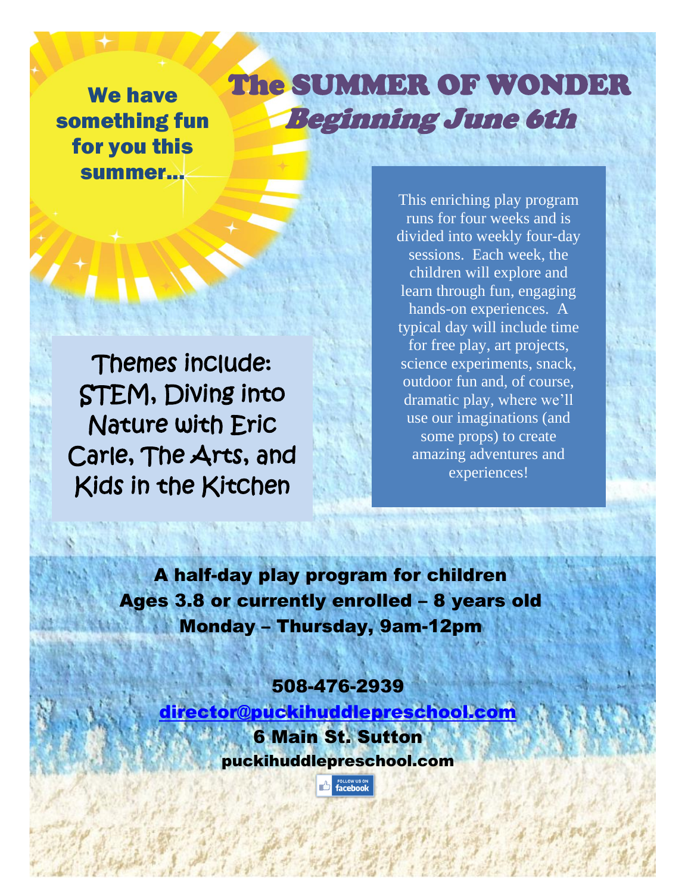**We have something fun for you this summer…**

# The SUMMER OF WONDER

## *Beginning June 6th*

This enriching play program runs for four weeks and is divided into weekly four-day sessions. Each week, the children will explore and learn through fun, engaging hands-on experiences. A typical day will include time for free play, art projects, science experiments, snack, outdoor fun and, of course, dramatic play, where we'll use our imaginations (and some props) to create amazing adventures and experiences!

Themes include: STEM, Diving into Nature with Eric Carle, The Arts, and Kids in the Kitchen

**A half-day play program for children**
**Ages 3.8 or currently enrolled – 8 years old**
**Monday – Thursday, 9am-12pm**

**508-476-2939**
**director@puckihuddlepreschool.com**
**6 Main St. Sutton**
**puckihuddlepreschool.com**

FOLLOW US ON facebook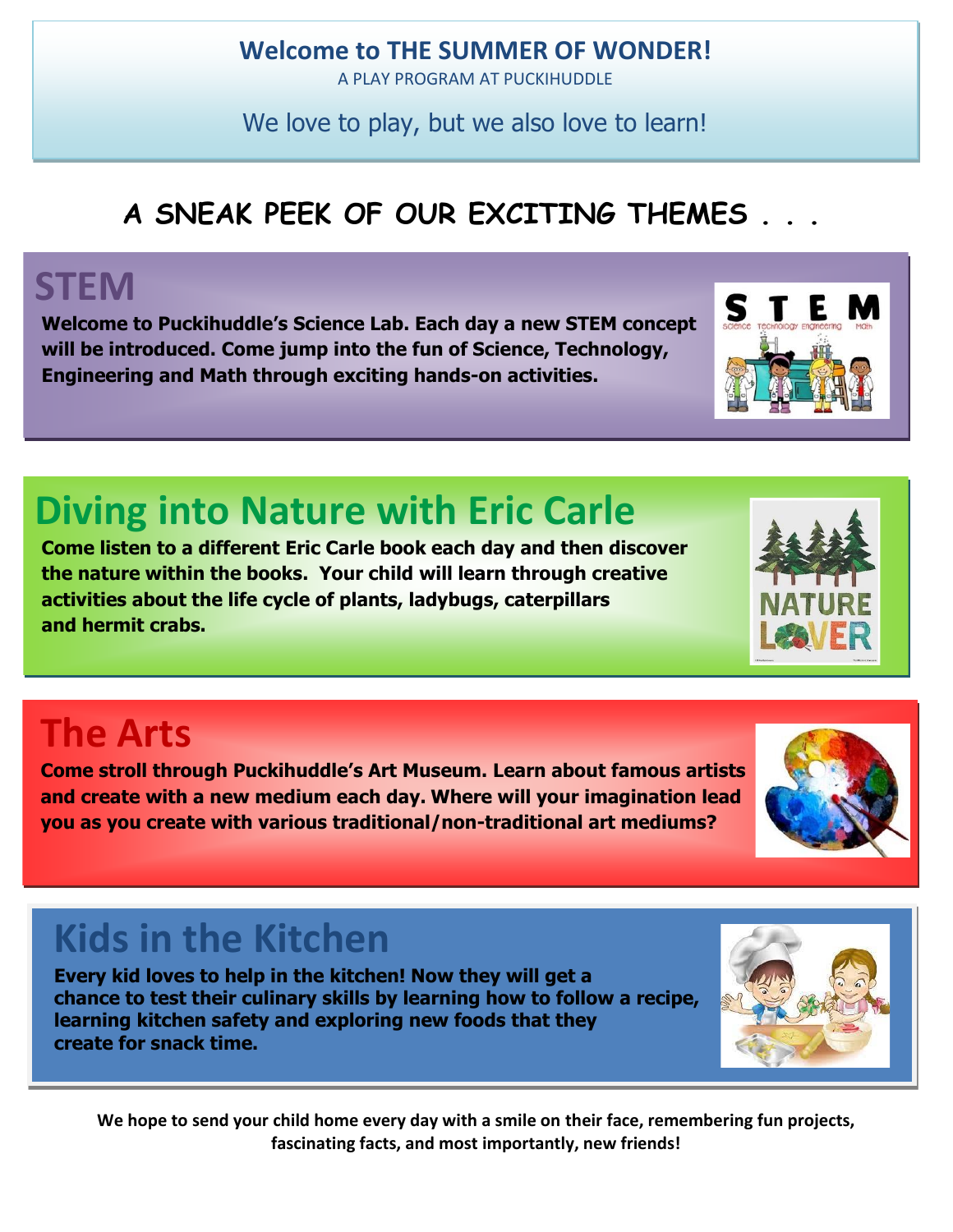# Welcome to THE SUMMER OF WONDER!

A PLAY PROGRAM AT PUCKIHUDDLE

We love to play, but we also love to learn!

## A SNEAK PEEK OF OUR EXCITING THEMES . . .

## STEM

**Welcome to Puckihuddle's Science Lab. Each day a new STEM concept will be introduced. Come jump into the fun of Science, Technology, Engineering and Math through exciting hands-on activities.**

## Diving into Nature with Eric Carle

**Come listen to a different Eric Carle book each day and then discover the nature within the books. Your child will learn through creative activities about the life cycle of plants, ladybugs, caterpillars and hermit crabs.**

## The Arts

**Come stroll through Puckihuddle's Art Museum. Learn about famous artists and create with a new medium each day. Where will your imagination lead you as you create with various traditional/non-traditional art mediums?**

## Kids in the Kitchen

**Every kid loves to help in the kitchen! Now they will get a chance to test their culinary skills by learning how to follow a recipe, learning kitchen safety and exploring new foods that they create for snack time.**

**We hope to send your child home every day with a smile on their face, remembering fun projects, fascinating facts, and most importantly, new friends!**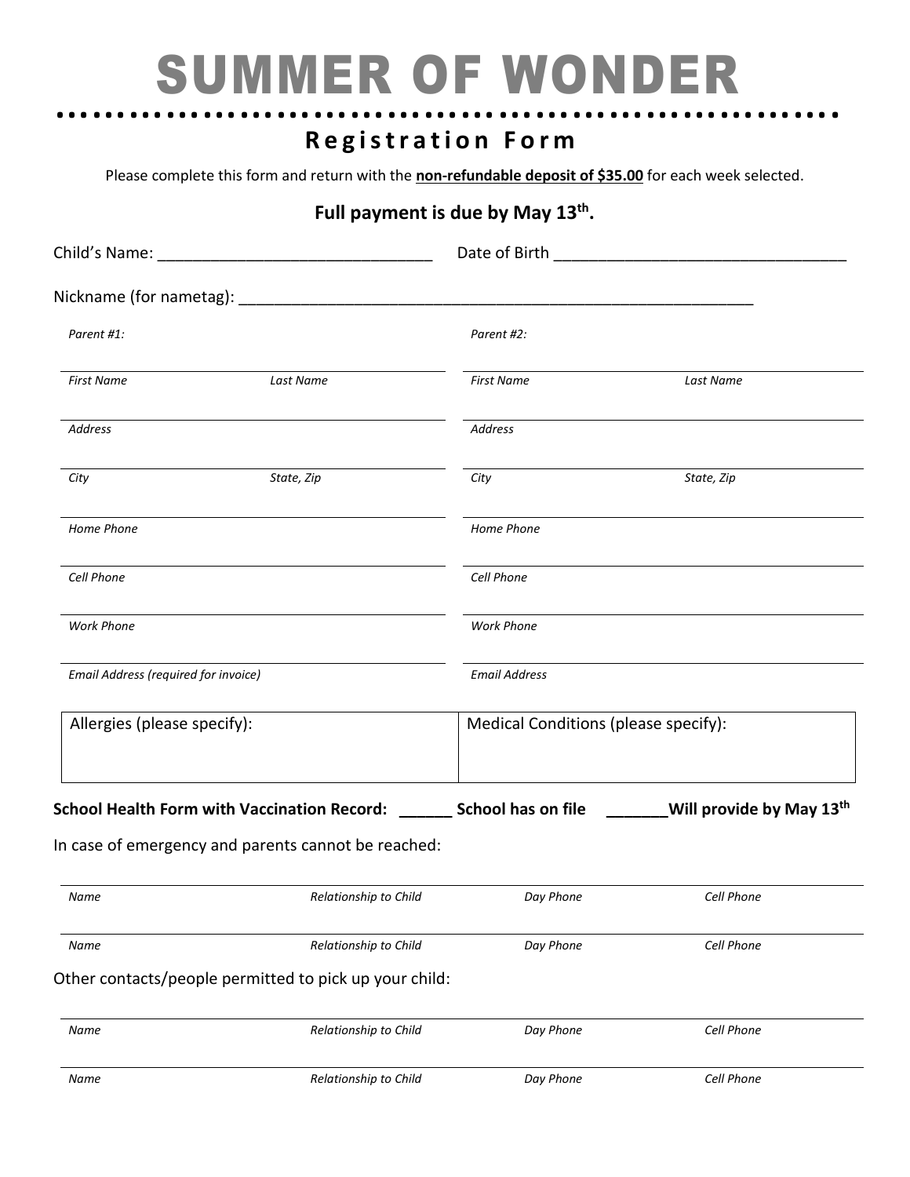# SUMMER OF WONDER

## Registration Form

Please complete this form and return with the **non-refundable deposit of $35.00** for each week selected.

**Full payment is due by May 13th.**

Child's Name: _______________________________ Date of Birth _________________________________

Nickname (for nametag): ___________________________________________________________

| *Parent #1:* | | *Parent #2:* | |
|---|---|---|---|
| *First Name* | *Last Name* | *First Name* | *Last Name* |
| *Address* | | *Address* | |
| *City* | *State, Zip* | *City* | *State, Zip* |
| *Home Phone* | | *Home Phone* | |
| *Cell Phone* | | *Cell Phone* | |
| *Work Phone* | | *Work Phone* | |
| *Email Address (required for invoice)* | | *Email Address* | |

| Allergies (please specify): | Medical Conditions (please specify): |
|---|---|
| | |

**School Health Form with Vaccination Record: ______ School has on file _______Will provide by May 13th**

In case of emergency and parents cannot be reached:

| *Name* | *Relationship to Child* | *Day Phone* | *Cell Phone* |
|---|---|---|---|
| *Name* | *Relationship to Child* | *Day Phone* | *Cell Phone* |

Other contacts/people permitted to pick up your child:

| *Name* | *Relationship to Child* | *Day Phone* | *Cell Phone* |
|---|---|---|---|
| *Name* | *Relationship to Child* | *Day Phone* | *Cell Phone* |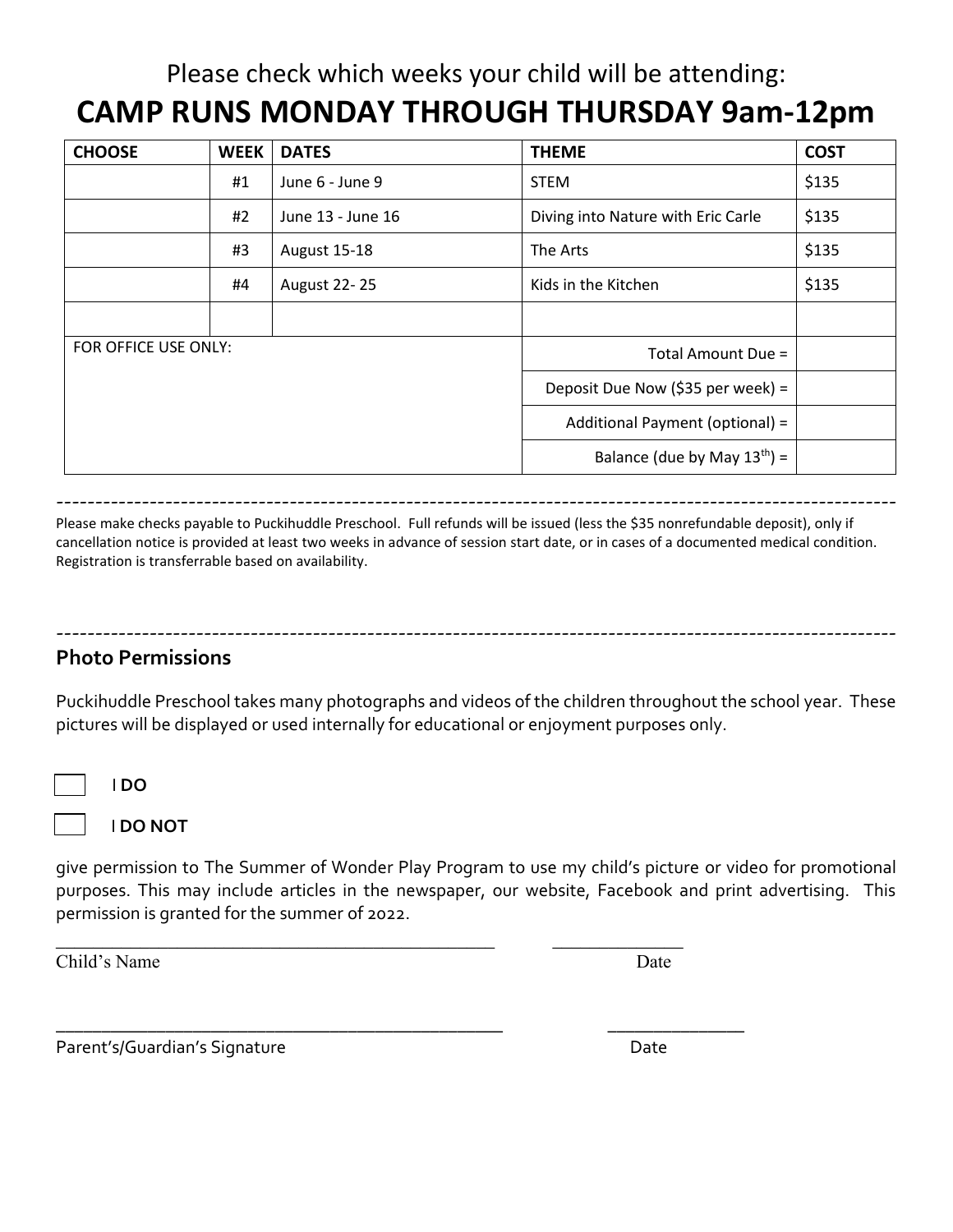Please check which weeks your child will be attending:

# CAMP RUNS MONDAY THROUGH THURSDAY 9am-12pm

| CHOOSE | WEEK | DATES | THEME | COST |
|---|---|---|---|---|
| | #1 | June 6 - June 9 | STEM | $135 |
| | #2 | June 13 - June 16 | Diving into Nature with Eric Carle | $135 |
| | #3 | August 15-18 | The Arts | $135 |
| | #4 | August 22- 25 | Kids in the Kitchen | $135 |
| | | | | |
| FOR OFFICE USE ONLY: | | | Total Amount Due = | |
| | | | Deposit Due Now ($35 per week) = | |
| | | | Additional Payment (optional) = | |
| | | | Balance (due by May 13th) = | |

---

Please make checks payable to Puckihuddle Preschool. Full refunds will be issued (less the $35 nonrefundable deposit), only if cancellation notice is provided at least two weeks in advance of session start date, or in cases of a documented medical condition. Registration is transferrable based on availability.

---

## Photo Permissions

Puckihuddle Preschool takes many photographs and videos of the children throughout the school year. These pictures will be displayed or used internally for educational or enjoyment purposes only.

☐ I **DO**

☐ I **DO NOT**

give permission to The Summer of Wonder Play Program to use my child's picture or video for promotional purposes. This may include articles in the newspaper, our website, Facebook and print advertising. This permission is granted for the summer of 2022.

_______________________________________________ ______________

Child's Name Date

_______________________________________________ ______________

Parent's/Guardian's Signature Date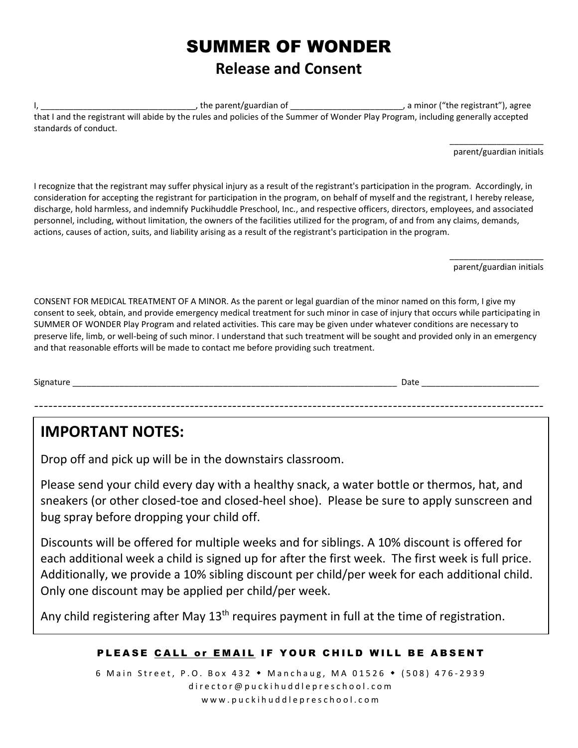# SUMMER OF WONDER

## Release and Consent

I, ________________________________, the parent/guardian of _______________________, a minor ("the registrant"), agree that I and the registrant will abide by the rules and policies of the Summer of Wonder Play Program, including generally accepted standards of conduct.

____________________
parent/guardian initials

I recognize that the registrant may suffer physical injury as a result of the registrant's participation in the program. Accordingly, in consideration for accepting the registrant for participation in the program, on behalf of myself and the registrant, I hereby release, discharge, hold harmless, and indemnify Puckihuddle Preschool, Inc., and respective officers, directors, employees, and associated personnel, including, without limitation, the owners of the facilities utilized for the program, of and from any claims, demands, actions, causes of action, suits, and liability arising as a result of the registrant's participation in the program.

____________________
parent/guardian initials

CONSENT FOR MEDICAL TREATMENT OF A MINOR. As the parent or legal guardian of the minor named on this form, I give my consent to seek, obtain, and provide emergency medical treatment for such minor in case of injury that occurs while participating in SUMMER OF WONDER Play Program and related activities. This care may be given under whatever conditions are necessary to preserve life, limb, or well-being of such minor. I understand that such treatment will be sought and provided only in an emergency and that reasonable efforts will be made to contact me before providing such treatment.

Signature ______________________________________________________________________ Date _________________________

---

## IMPORTANT NOTES:

Drop off and pick up will be in the downstairs classroom.

Please send your child every day with a healthy snack, a water bottle or thermos, hat, and sneakers (or other closed-toe and closed-heel shoe). Please be sure to apply sunscreen and bug spray before dropping your child off.

Discounts will be offered for multiple weeks and for siblings. A 10% discount is offered for each additional week a child is signed up for after the first week. The first week is full price. Additionally, we provide a 10% sibling discount per child/per week for each additional child. Only one discount may be applied per child/per week.

Any child registering after May 13th requires payment in full at the time of registration.

**PLEASE CALL or EMAIL IF YOUR CHILD WILL BE ABSENT**

6 Main Street, P.O. Box 432 ◆ Manchaug, MA 01526 ◆ (508) 476-2939
director@puckihuddlepreschool.com
www.puckihuddlepreschool.com